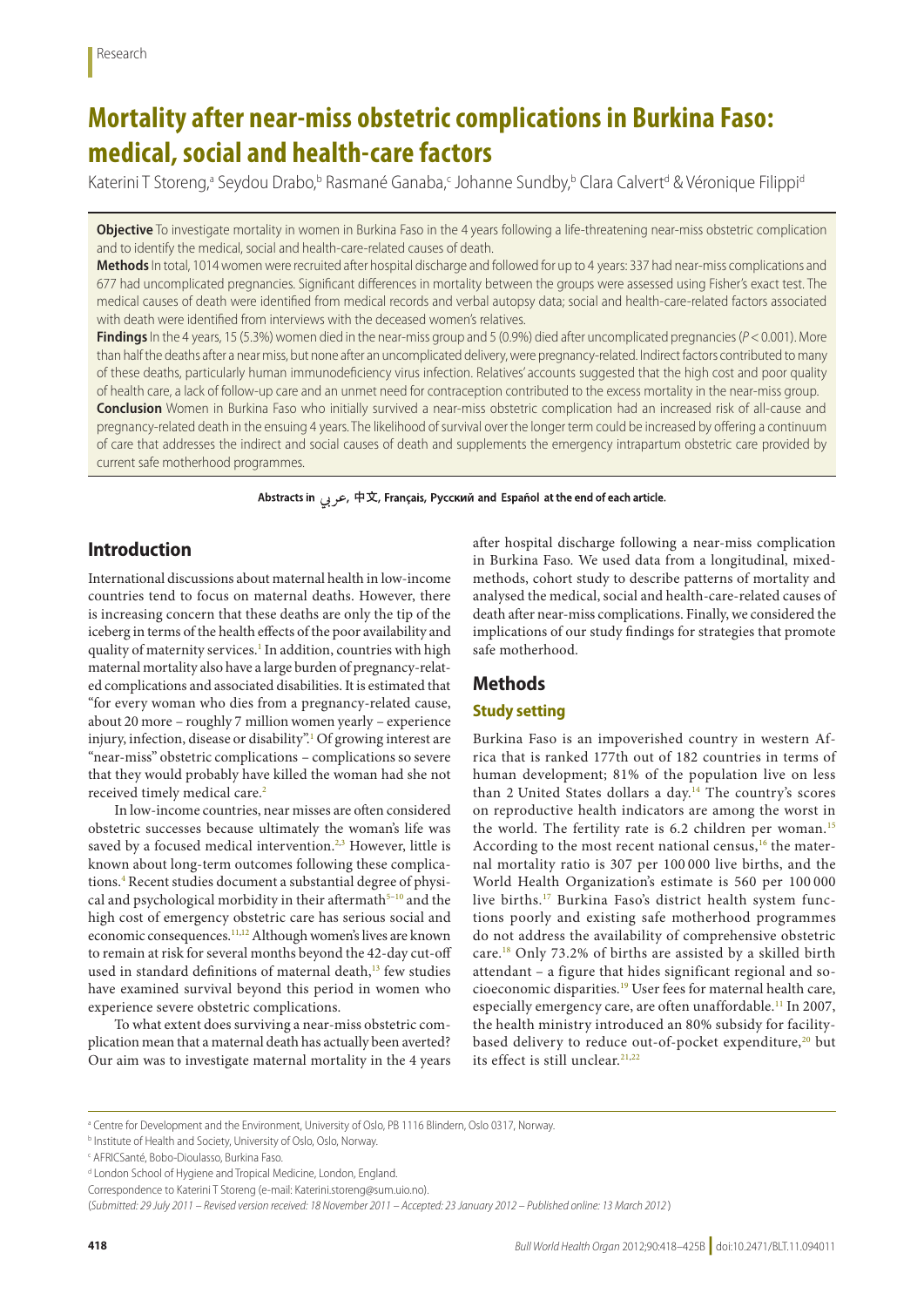Research

# Mortality after near-miss obstetric complications in Burkina Faso: medical, social and health-care factors

Katerini T Storeng,[a] Seydou Drabo,[b] Rasmané Ganaba,[c] Johanne Sundby,[b] Clara Calvert[d] & Véronique Filippi[d]

**Objective** To investigate mortality in women in Burkina Faso in the 4 years following a life-threatening near-miss obstetric complication and to identify the medical, social and health-care-related causes of death.

**Methods** In total, 1014 women were recruited after hospital discharge and followed for up to 4 years: 337 had near-miss complications and 677 had uncomplicated pregnancies. Significant differences in mortality between the groups were assessed using Fisher's exact test. The medical causes of death were identified from medical records and verbal autopsy data; social and health-care-related factors associated with death were identified from interviews with the deceased women's relatives.

**Findings** In the 4 years, 15 (5.3%) women died in the near-miss group and 5 (0.9%) died after uncomplicated pregnancies ($P < 0.001$). More than half the deaths after a near miss, but none after an uncomplicated delivery, were pregnancy-related. Indirect factors contributed to many of these deaths, particularly human immunodeficiency virus infection. Relatives' accounts suggested that the high cost and poor quality of health care, a lack of follow-up care and an unmet need for contraception contributed to the excess mortality in the near-miss group.

**Conclusion** Women in Burkina Faso who initially survived a near-miss obstetric complication had an increased risk of all-cause and pregnancy-related death in the ensuing 4 years. The likelihood of survival over the longer term could be increased by offering a continuum of care that addresses the indirect and social causes of death and supplements the emergency intrapartum obstetric care provided by current safe motherhood programmes.

**Abstracts in عربي, 中文, Français, Русский and Español at the end of each article.**

## Introduction

International discussions about maternal health in low-income countries tend to focus on maternal deaths. However, there is increasing concern that these deaths are only the tip of the iceberg in terms of the health effects of the poor availability and quality of maternity services.[1] In addition, countries with high maternal mortality also have a large burden of pregnancy-related complications and associated disabilities. It is estimated that "for every woman who dies from a pregnancy-related cause, about 20 more – roughly 7 million women yearly – experience injury, infection, disease or disability".[1] Of growing interest are "near-miss" obstetric complications – complications so severe that they would probably have killed the woman had she not received timely medical care.[2]

In low-income countries, near misses are often considered obstetric successes because ultimately the woman's life was saved by a focused medical intervention.[2,3] However, little is known about long-term outcomes following these complications.[4] Recent studies document a substantial degree of physical and psychological morbidity in their aftermath[5–10] and the high cost of emergency obstetric care has serious social and economic consequences.[11,12] Although women's lives are known to remain at risk for several months beyond the 42-day cut-off used in standard definitions of maternal death,[13] few studies have examined survival beyond this period in women who experience severe obstetric complications.

To what extent does surviving a near-miss obstetric complication mean that a maternal death has actually been averted? Our aim was to investigate maternal mortality in the 4 years after hospital discharge following a near-miss complication in Burkina Faso. We used data from a longitudinal, mixed-methods, cohort study to describe patterns of mortality and analysed the medical, social and health-care-related causes of death after near-miss complications. Finally, we considered the implications of our study findings for strategies that promote safe motherhood.

## Methods

### Study setting

Burkina Faso is an impoverished country in western Africa that is ranked 177th out of 182 countries in terms of human development; 81% of the population live on less than 2 United States dollars a day.[14] The country's scores on reproductive health indicators are among the worst in the world. The fertility rate is 6.2 children per woman.[15] According to the most recent national census,[16] the maternal mortality ratio is 307 per 100 000 live births, and the World Health Organization's estimate is 560 per 100 000 live births.[17] Burkina Faso's district health system functions poorly and existing safe motherhood programmes do not address the availability of comprehensive obstetric care.[18] Only 73.2% of births are assisted by a skilled birth attendant – a figure that hides significant regional and socioeconomic disparities.[19] User fees for maternal health care, especially emergency care, are often unaffordable.[11] In 2007, the health ministry introduced an 80% subsidy for facility-based delivery to reduce out-of-pocket expenditure,[20] but its effect is still unclear.[21,22]

---

[a] Centre for Development and the Environment, University of Oslo, PB 1116 Blindern, Oslo 0317, Norway.

[b] Institute of Health and Society, University of Oslo, Oslo, Norway.

[c] AFRICSanté, Bobo-Dioulasso, Burkina Faso.

[d] London School of Hygiene and Tropical Medicine, London, England.

Correspondence to Katerini T Storeng (e-mail: Katerini.storeng@sum.uio.no).

(*Submitted: 29 July 2011 – Revised version received: 18 November 2011 – Accepted: 23 January 2012 – Published online: 13 March 2012*)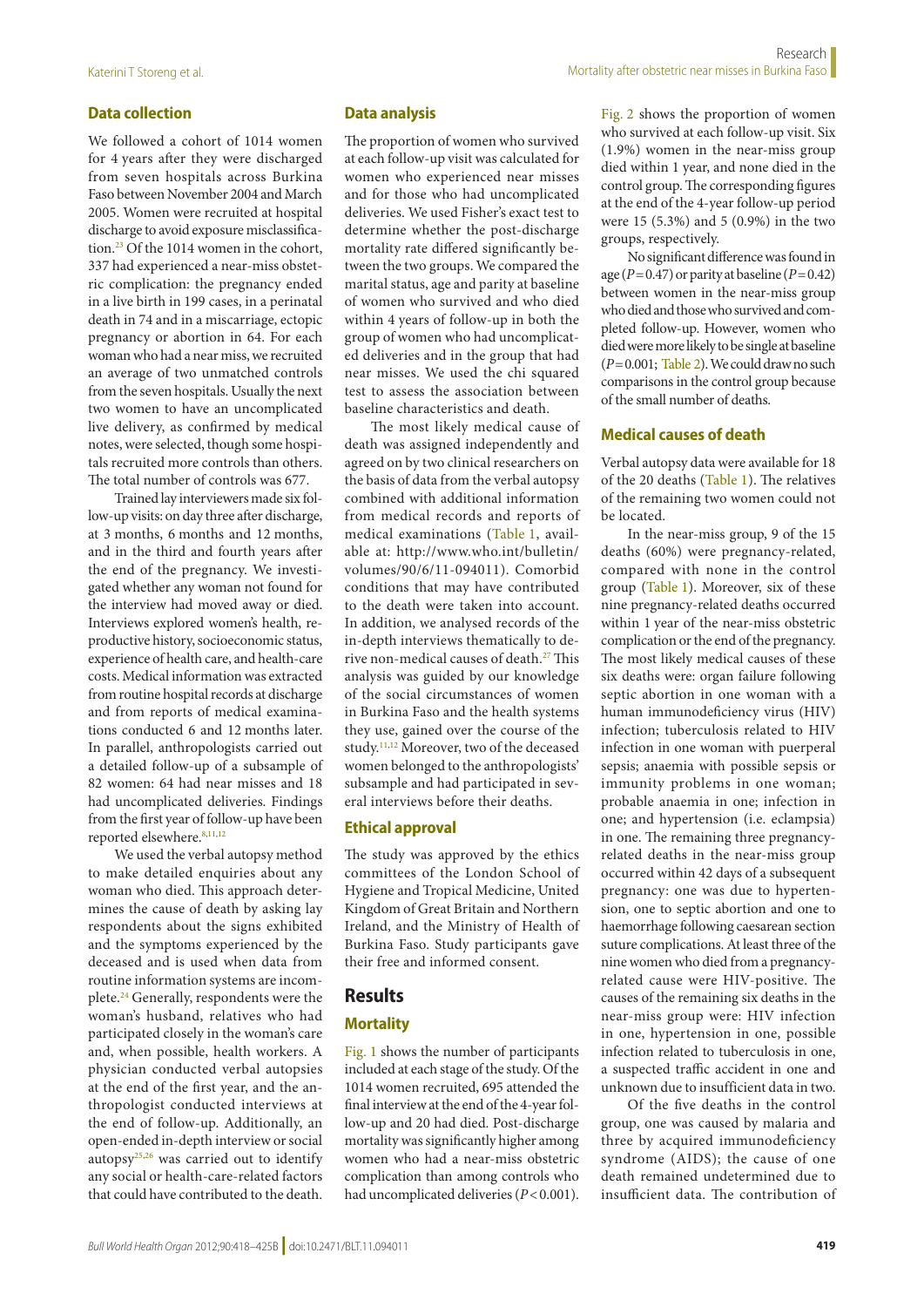### Data collection

We followed a cohort of 1014 women for 4 years after they were discharged from seven hospitals across Burkina Faso between November 2004 and March 2005. Women were recruited at hospital discharge to avoid exposure misclassification.[23] Of the 1014 women in the cohort, 337 had experienced a near-miss obstetric complication: the pregnancy ended in a live birth in 199 cases, in a perinatal death in 74 and in a miscarriage, ectopic pregnancy or abortion in 64. For each woman who had a near miss, we recruited an average of two unmatched controls from the seven hospitals. Usually the next two women to have an uncomplicated live delivery, as confirmed by medical notes, were selected, though some hospitals recruited more controls than others. The total number of controls was 677.

Trained lay interviewers made six follow-up visits: on day three after discharge, at 3 months, 6 months and 12 months, and in the third and fourth years after the end of the pregnancy. We investigated whether any woman not found for the interview had moved away or died. Interviews explored women's health, reproductive history, socioeconomic status, experience of health care, and health-care costs. Medical information was extracted from routine hospital records at discharge and from reports of medical examinations conducted 6 and 12 months later. In parallel, anthropologists carried out a detailed follow-up of a subsample of 82 women: 64 had near misses and 18 had uncomplicated deliveries. Findings from the first year of follow-up have been reported elsewhere.[8,11,12]

We used the verbal autopsy method to make detailed enquiries about any woman who died. This approach determines the cause of death by asking lay respondents about the signs exhibited and the symptoms experienced by the deceased and is used when data from routine information systems are incomplete.[24] Generally, respondents were the woman's husband, relatives who had participated closely in the woman's care and, when possible, health workers. A physician conducted verbal autopsies at the end of the first year, and the anthropologist conducted interviews at the end of follow-up. Additionally, an open-ended in-depth interview or social autopsy[25,26] was carried out to identify any social or health-care-related factors that could have contributed to the death.

### Data analysis

The proportion of women who survived at each follow-up visit was calculated for women who experienced near misses and for those who had uncomplicated deliveries. We used Fisher's exact test to determine whether the post-discharge mortality rate differed significantly between the two groups. We compared the marital status, age and parity at baseline of women who survived and who died within 4 years of follow-up in both the group of women who had uncomplicated deliveries and in the group that had near misses. We used the chi squared test to assess the association between baseline characteristics and death.

The most likely medical cause of death was assigned independently and agreed on by two clinical researchers on the basis of data from the verbal autopsy combined with additional information from medical records and reports of medical examinations (Table 1, available at: http://www.who.int/bulletin/volumes/90/6/11-094011). Comorbid conditions that may have contributed to the death were taken into account. In addition, we analysed records of the in-depth interviews thematically to derive non-medical causes of death.[27] This analysis was guided by our knowledge of the social circumstances of women in Burkina Faso and the health systems they use, gained over the course of the study.[11,12] Moreover, two of the deceased women belonged to the anthropologists' subsample and had participated in several interviews before their deaths.

### Ethical approval

The study was approved by the ethics committees of the London School of Hygiene and Tropical Medicine, United Kingdom of Great Britain and Northern Ireland, and the Ministry of Health of Burkina Faso. Study participants gave their free and informed consent.

## Results

### Mortality

Fig. 1 shows the number of participants included at each stage of the study. Of the 1014 women recruited, 695 attended the final interview at the end of the 4-year follow-up and 20 had died. Post-discharge mortality was significantly higher among women who had a near-miss obstetric complication than among controls who had uncomplicated deliveries ($P < 0.001$). Fig. 2 shows the proportion of women who survived at each follow-up visit. Six (1.9%) women in the near-miss group died within 1 year, and none died in the control group. The corresponding figures at the end of the 4-year follow-up period were 15 (5.3%) and 5 (0.9%) in the two groups, respectively.

No significant difference was found in age ($P = 0.47$) or parity at baseline ($P = 0.42$) between women in the near-miss group who died and those who survived and completed follow-up. However, women who died were more likely to be single at baseline ($P = 0.001$; Table 2). We could draw no such comparisons in the control group because of the small number of deaths.

### Medical causes of death

Verbal autopsy data were available for 18 of the 20 deaths (Table 1). The relatives of the remaining two women could not be located.

In the near-miss group, 9 of the 15 deaths (60%) were pregnancy-related, compared with none in the control group (Table 1). Moreover, six of these nine pregnancy-related deaths occurred within 1 year of the near-miss obstetric complication or the end of the pregnancy. The most likely medical causes of these six deaths were: organ failure following septic abortion in one woman with a human immunodeficiency virus (HIV) infection; tuberculosis related to HIV infection in one woman with puerperal sepsis; anaemia with possible sepsis or immunity problems in one woman; probable anaemia in one; infection in one; and hypertension (i.e. eclampsia) in one. The remaining three pregnancy-related deaths in the near-miss group occurred within 42 days of a subsequent pregnancy: one was due to hypertension, one to septic abortion and one to haemorrhage following caesarean section suture complications. At least three of the nine women who died from a pregnancy-related cause were HIV-positive. The causes of the remaining six deaths in the near-miss group were: HIV infection in one, hypertension in one, possible infection related to tuberculosis in one, a suspected traffic accident in one and unknown due to insufficient data in two.

Of the five deaths in the control group, one was caused by malaria and three by acquired immunodeficiency syndrome (AIDS); the cause of one death remained undetermined due to insufficient data. The contribution of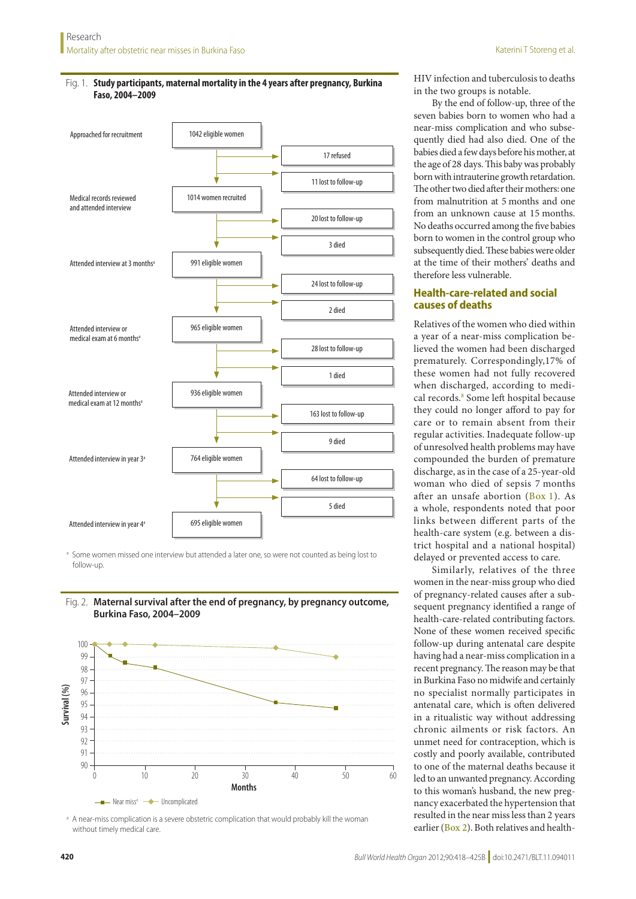Fig. 1. **Study participants, maternal mortality in the 4 years after pregnancy, Burkina Faso, 2004–2009**

| Stage | Participants | Losses |
|---|---|---|
| Approached for recruitment | 1042 eligible women | 17 refused; 11 lost to follow-up |
| Medical records reviewed and attended interview | 1014 women recruited | 20 lost to follow-up; 3 died |
| Attended interview at 3 months[a] | 991 eligible women | 24 lost to follow-up; 2 died |
| Attended interview or medical exam at 6 months[a] | 965 eligible women | 28 lost to follow-up; 1 died |
| Attended interview or medical exam at 12 months[a] | 936 eligible women | 163 lost to follow-up; 9 died |
| Attended interview in year 3[a] | 764 eligible women | 64 lost to follow-up; 5 died |
| Attended interview in year 4[a] | 695 eligible women | |

[a] Some women missed one interview but attended a later one, so were not counted as being lost to follow-up.

Fig. 2. **Maternal survival after the end of pregnancy, by pregnancy outcome, Burkina Faso, 2004–2009**

Survival (%) vs Months; series: Near miss[a], Uncomplicated

[a] A near-miss complication is a severe obstetric complication that would probably kill the woman without timely medical care.

HIV infection and tuberculosis to deaths in the two groups is notable.

By the end of follow-up, three of the seven babies born to women who had a near-miss complication and who subsequently died had also died. One of the babies died a few days before his mother, at the age of 28 days. This baby was probably born with intrauterine growth retardation. The other two died after their mothers: one from malnutrition at 5 months and one from an unknown cause at 15 months. No deaths occurred among the five babies born to women in the control group who subsequently died. These babies were older at the time of their mothers' deaths and therefore less vulnerable.

## Health-care-related and social causes of deaths

Relatives of the women who died within a year of a near-miss complication believed the women had been discharged prematurely. Correspondingly,17% of these women had not fully recovered when discharged, according to medical records.[8] Some left hospital because they could no longer afford to pay for care or to remain absent from their regular activities. Inadequate follow-up of unresolved health problems may have compounded the burden of premature discharge, as in the case of a 25-year-old woman who died of sepsis 7 months after an unsafe abortion (Box 1). As a whole, respondents noted that poor links between different parts of the health-care system (e.g. between a district hospital and a national hospital) delayed or prevented access to care.

Similarly, relatives of the three women in the near-miss group who died of pregnancy-related causes after a subsequent pregnancy identified a range of health-care-related contributing factors. None of these women received specific follow-up during antenatal care despite having had a near-miss complication in a recent pregnancy. The reason may be that in Burkina Faso no midwife and certainly no specialist normally participates in antenatal care, which is often delivered in a ritualistic way without addressing chronic ailments or risk factors. An unmet need for contraception, which is costly and poorly available, contributed to one of the maternal deaths because it led to an unwanted pregnancy. According to this woman's husband, the new pregnancy exacerbated the hypertension that resulted in the near miss less than 2 years earlier (Box 2). Both relatives and health-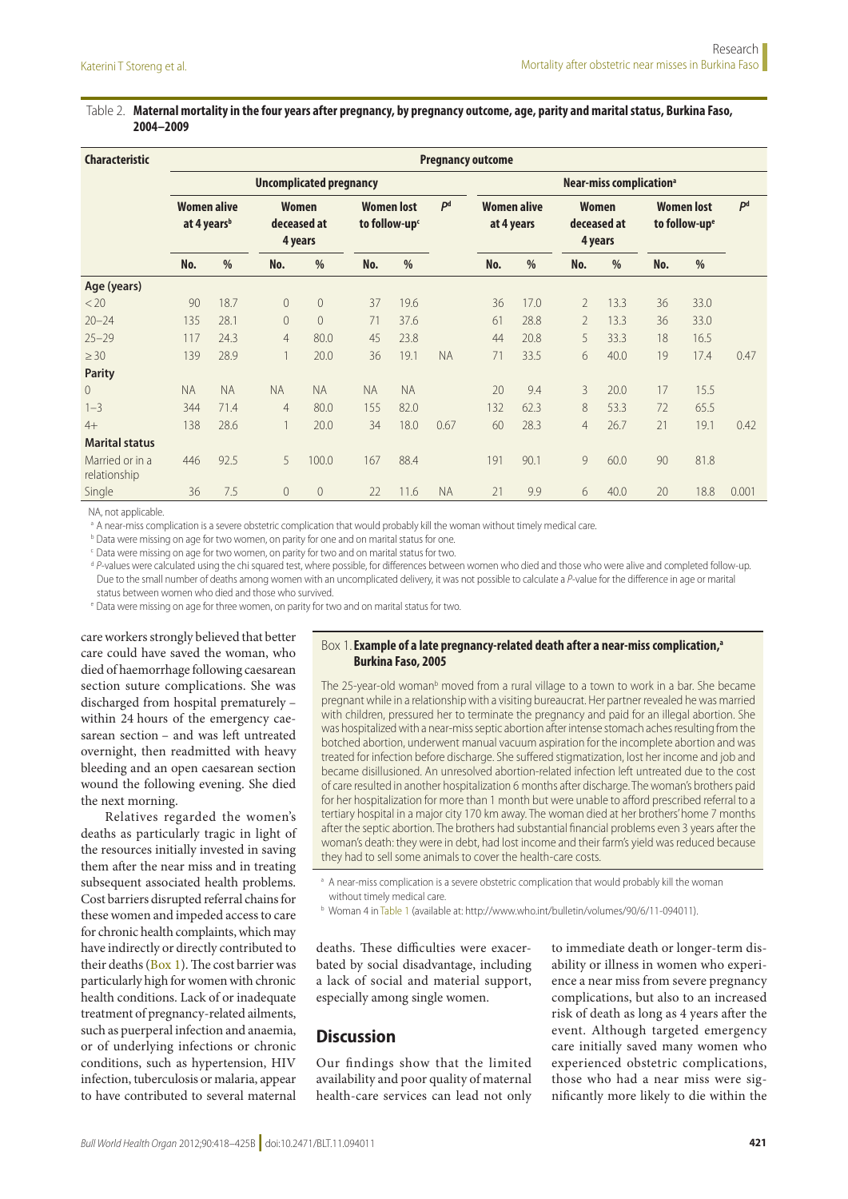Table 2. **Maternal mortality in the four years after pregnancy, by pregnancy outcome, age, parity and marital status, Burkina Faso, 2004–2009**

| Characteristic | Pregnancy outcome | | | | | | | | | | | | | |
|---|---|---|---|---|---|---|---|---|---|---|---|---|---|---|
| | Uncomplicated pregnancy | | | | | | | Near-miss complication[a] | | | | | | |
| | Women alive at 4 years[b] | | Women deceased at 4 years | | Women lost to follow-up[c] | | $P^d$ | Women alive at 4 years | | Women deceased at 4 years | | Women lost to follow-up[e] | | $P^d$ |
| | No. | % | No. | % | No. | % | | No. | % | No. | % | No. | % | |
| **Age (years)** | | | | | | | | | | | | | | |
| < 20 | 90 | 18.7 | 0 | 0 | 37 | 19.6 | | 36 | 17.0 | 2 | 13.3 | 36 | 33.0 | |
| 20–24 | 135 | 28.1 | 0 | 0 | 71 | 37.6 | | 61 | 28.8 | 2 | 13.3 | 36 | 33.0 | |
| 25–29 | 117 | 24.3 | 4 | 80.0 | 45 | 23.8 | | 44 | 20.8 | 5 | 33.3 | 18 | 16.5 | |
| ≥ 30 | 139 | 28.9 | 1 | 20.0 | 36 | 19.1 | NA | 71 | 33.5 | 6 | 40.0 | 19 | 17.4 | 0.47 |
| **Parity** | | | | | | | | | | | | | | |
| 0 | NA | NA | NA | NA | NA | NA | | 20 | 9.4 | 3 | 20.0 | 17 | 15.5 | |
| 1–3 | 344 | 71.4 | 4 | 80.0 | 155 | 82.0 | | 132 | 62.3 | 8 | 53.3 | 72 | 65.5 | |
| 4+ | 138 | 28.6 | 1 | 20.0 | 34 | 18.0 | 0.67 | 60 | 28.3 | 4 | 26.7 | 21 | 19.1 | 0.42 |
| **Marital status** | | | | | | | | | | | | | | |
| Married or in a relationship | 446 | 92.5 | 5 | 100.0 | 167 | 88.4 | | 191 | 90.1 | 9 | 60.0 | 90 | 81.8 | |
| Single | 36 | 7.5 | 0 | 0 | 22 | 11.6 | NA | 21 | 9.9 | 6 | 40.0 | 20 | 18.8 | 0.001 |

NA, not applicable.

[a] A near-miss complication is a severe obstetric complication that would probably kill the woman without timely medical care.

[b] Data were missing on age for two women, on parity for one and on marital status for one.

[c] Data were missing on age for two women, on parity for two and on marital status for two.

[d] *P*-values were calculated using the chi squared test, where possible, for differences between women who died and those who were alive and completed follow-up. Due to the small number of deaths among women with an uncomplicated delivery, it was not possible to calculate a *P*-value for the difference in age or marital status between women who died and those who survived.

[e] Data were missing on age for three women, on parity for two and on marital status for two.

care workers strongly believed that better care could have saved the woman, who died of haemorrhage following caesarean section suture complications. She was discharged from hospital prematurely – within 24 hours of the emergency caesarean section – and was left untreated overnight, then readmitted with heavy bleeding and an open caesarean section wound the following evening. She died the next morning.

Relatives regarded the women's deaths as particularly tragic in light of the resources initially invested in saving them after the near miss and in treating subsequent associated health problems. Cost barriers disrupted referral chains for these women and impeded access to care for chronic health complaints, which may have indirectly or directly contributed to their deaths (Box 1). The cost barrier was particularly high for women with chronic health conditions. Lack of or inadequate treatment of pregnancy-related ailments, such as puerperal infection and anaemia, or of underlying infections or chronic conditions, such as hypertension, HIV infection, tuberculosis or malaria, appear to have contributed to several maternal deaths. These difficulties were exacerbated by social disadvantage, including a lack of social and material support, especially among single women.

Box 1. **Example of a late pregnancy-related death after a near-miss complication,[a] Burkina Faso, 2005**

The 25-year-old woman[b] moved from a rural village to a town to work in a bar. She became pregnant while in a relationship with a visiting bureaucrat. Her partner revealed he was married with children, pressured her to terminate the pregnancy and paid for an illegal abortion. She was hospitalized with a near-miss septic abortion after intense stomach aches resulting from the botched abortion, underwent manual vacuum aspiration for the incomplete abortion and was treated for infection before discharge. She suffered stigmatization, lost her income and job and became disillusioned. An unresolved abortion-related infection left untreated due to the cost of care resulted in another hospitalization 6 months after discharge. The woman's brothers paid for her hospitalization for more than 1 month but were unable to afford prescribed referral to a tertiary hospital in a major city 170 km away. The woman died at her brothers' home 7 months after the septic abortion. The brothers had substantial financial problems even 3 years after the woman's death: they were in debt, had lost income and their farm's yield was reduced because they had to sell some animals to cover the health-care costs.

[a] A near-miss complication is a severe obstetric complication that would probably kill the woman without timely medical care.

[b] Woman 4 in Table 1 (available at: http://www.who.int/bulletin/volumes/90/6/11-094011).

## Discussion

Our findings show that the limited availability and poor quality of maternal health-care services can lead not only to immediate death or longer-term disability or illness in women who experience a near miss from severe pregnancy complications, but also to an increased risk of death as long as 4 years after the event. Although targeted emergency care initially saved many women who experienced obstetric complications, those who had a near miss were significantly more likely to die within the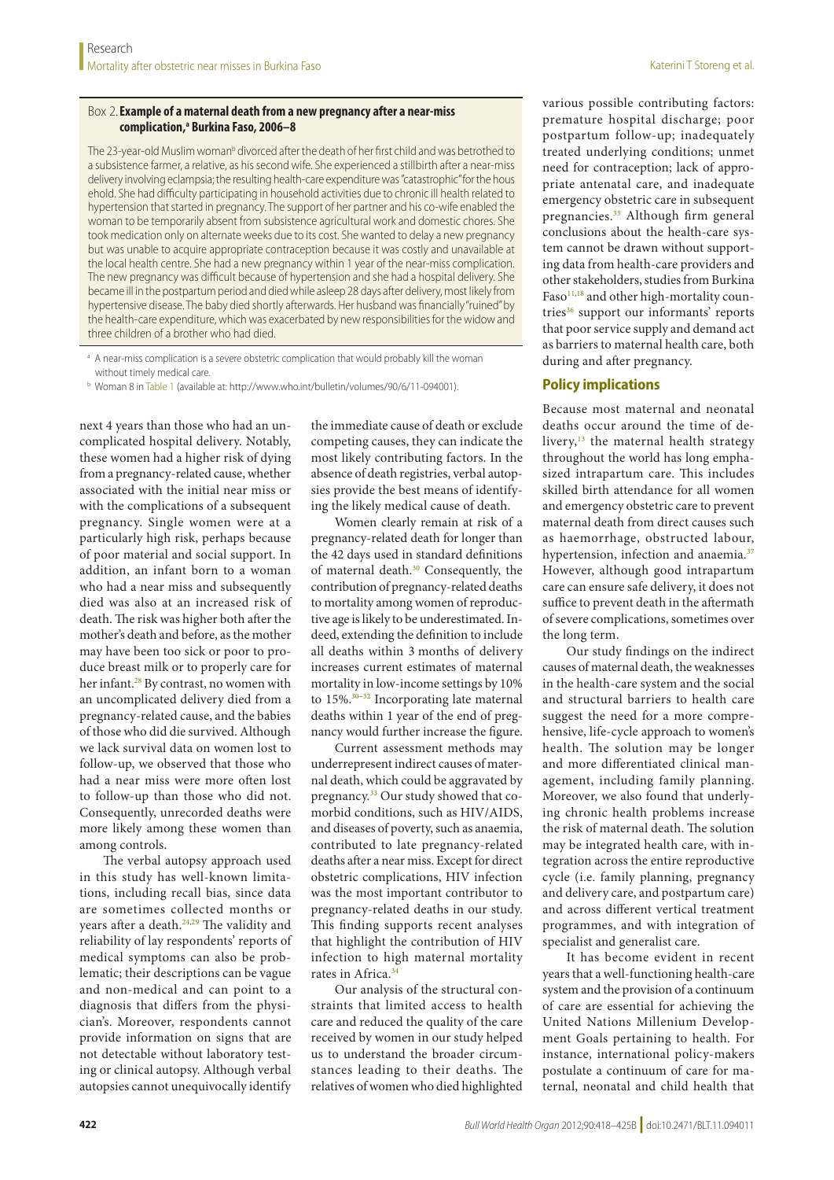### Box 2. **Example of a maternal death from a new pregnancy after a near-miss complication,[a] Burkina Faso, 2006–8**

The 23-year-old Muslim woman[b] divorced after the death of her first child and was betrothed to a subsistence farmer, a relative, as his second wife. She experienced a stillbirth after a near-miss delivery involving eclampsia; the resulting health-care expenditure was "catastrophic" for the hous ehold. She had difficulty participating in household activities due to chronic ill health related to hypertension that started in pregnancy. The support of her partner and his co-wife enabled the woman to be temporarily absent from subsistence agricultural work and domestic chores. She took medication only on alternate weeks due to its cost. She wanted to delay a new pregnancy but was unable to acquire appropriate contraception because it was costly and unavailable at the local health centre. She had a new pregnancy within 1 year of the near-miss complication. The new pregnancy was difficult because of hypertension and she had a hospital delivery. She became ill in the postpartum period and died while asleep 28 days after delivery, most likely from hypertensive disease. The baby died shortly afterwards. Her husband was financially "ruined" by the health-care expenditure, which was exacerbated by new responsibilities for the widow and three children of a brother who had died.

[a] A near-miss complication is a severe obstetric complication that would probably kill the woman without timely medical care.

[b] Woman 8 in Table 1 (available at: http://www.who.int/bulletin/volumes/90/6/11-094001).

next 4 years than those who had an uncomplicated hospital delivery. Notably, these women had a higher risk of dying from a pregnancy-related cause, whether associated with the initial near miss or with the complications of a subsequent pregnancy. Single women were at a particularly high risk, perhaps because of poor material and social support. In addition, an infant born to a woman who had a near miss and subsequently died was also at an increased risk of death. The risk was higher both after the mother's death and before, as the mother may have been too sick or poor to produce breast milk or to properly care for her infant.[28] By contrast, no women with an uncomplicated delivery died from a pregnancy-related cause, and the babies of those who did die survived. Although we lack survival data on women lost to follow-up, we observed that those who had a near miss were more often lost to follow-up than those who did not. Consequently, unrecorded deaths were more likely among these women than among controls.

The verbal autopsy approach used in this study has well-known limitations, including recall bias, since data are sometimes collected months or years after a death.[24,29] The validity and reliability of lay respondents' reports of medical symptoms can also be problematic; their descriptions can be vague and non-medical and can point to a diagnosis that differs from the physician's. Moreover, respondents cannot provide information on signs that are not detectable without laboratory testing or clinical autopsy. Although verbal autopsies cannot unequivocally identify the immediate cause of death or exclude competing causes, they can indicate the most likely contributing factors. In the absence of death registries, verbal autopsies provide the best means of identifying the likely medical cause of death.

Women clearly remain at risk of a pregnancy-related death for longer than the 42 days used in standard definitions of maternal death.[30] Consequently, the contribution of pregnancy-related deaths to mortality among women of reproductive age is likely to be underestimated. Indeed, extending the definition to include all deaths within 3 months of delivery increases current estimates of maternal mortality in low-income settings by 10% to 15%.[30–32] Incorporating late maternal deaths within 1 year of the end of pregnancy would further increase the figure.

Current assessment methods may underrepresent indirect causes of maternal death, which could be aggravated by pregnancy.[33] Our study showed that comorbid conditions, such as HIV/AIDS, and diseases of poverty, such as anaemia, contributed to late pregnancy-related deaths after a near miss. Except for direct obstetric complications, HIV infection was the most important contributor to pregnancy-related deaths in our study. This finding supports recent analyses that highlight the contribution of HIV infection to high maternal mortality rates in Africa.[34]

Our analysis of the structural constraints that limited access to health care and reduced the quality of the care received by women in our study helped us to understand the broader circumstances leading to their deaths. The relatives of women who died highlighted various possible contributing factors: premature hospital discharge; poor postpartum follow-up; inadequately treated underlying conditions; unmet need for contraception; lack of appropriate antenatal care, and inadequate emergency obstetric care in subsequent pregnancies.[35] Although firm general conclusions about the health-care system cannot be drawn without supporting data from health-care providers and other stakeholders, studies from Burkina Faso[11,18] and other high-mortality countries[36] support our informants' reports that poor service supply and demand act as barriers to maternal health care, both during and after pregnancy.

## Policy implications

Because most maternal and neonatal deaths occur around the time of delivery,[13] the maternal health strategy throughout the world has long emphasized intrapartum care. This includes skilled birth attendance for all women and emergency obstetric care to prevent maternal death from direct causes such as haemorrhage, obstructed labour, hypertension, infection and anaemia.[37] However, although good intrapartum care can ensure safe delivery, it does not suffice to prevent death in the aftermath of severe complications, sometimes over the long term.

Our study findings on the indirect causes of maternal death, the weaknesses in the health-care system and the social and structural barriers to health care suggest the need for a more comprehensive, life-cycle approach to women's health. The solution may be longer and more differentiated clinical management, including family planning. Moreover, we also found that underlying chronic health problems increase the risk of maternal death. The solution may be integrated health care, with integration across the entire reproductive cycle (i.e. family planning, pregnancy and delivery care, and postpartum care) and across different vertical treatment programmes, and with integration of specialist and generalist care.

It has become evident in recent years that a well-functioning health-care system and the provision of a continuum of care are essential for achieving the United Nations Millenium Development Goals pertaining to health. For instance, international policy-makers postulate a continuum of care for maternal, neonatal and child health that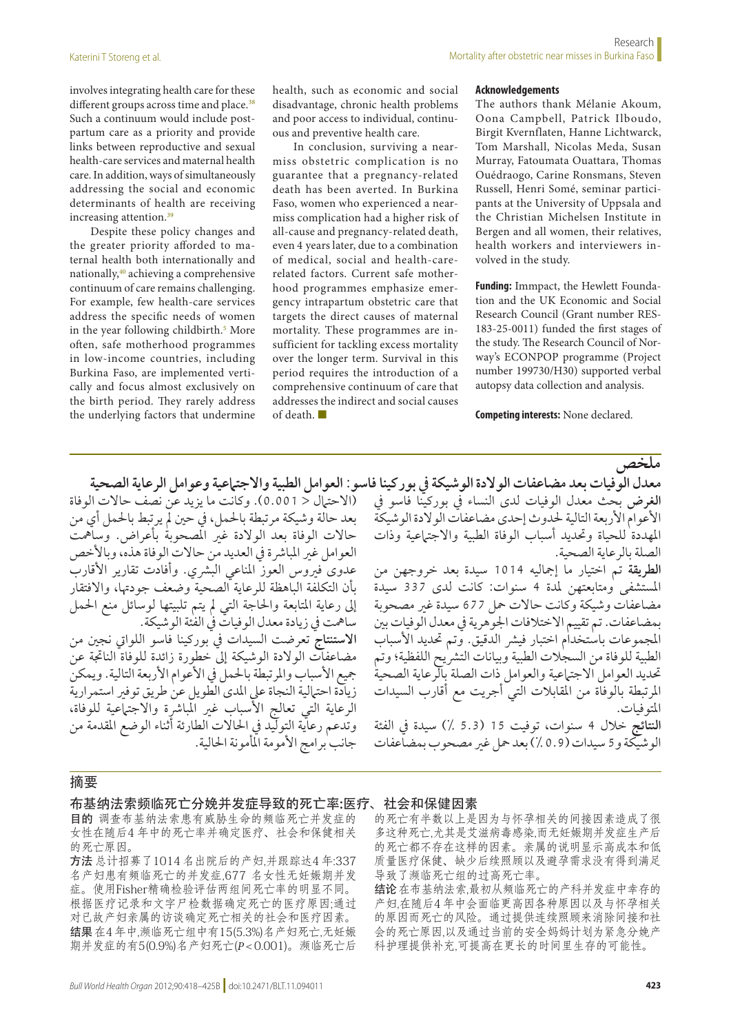involves integrating health care for these different groups across time and place.[38] Such a continuum would include postpartum care as a priority and provide links between reproductive and sexual health-care services and maternal health care. In addition, ways of simultaneously addressing the social and economic determinants of health are receiving increasing attention.[39]

Despite these policy changes and the greater priority afforded to maternal health both internationally and nationally,[40] achieving a comprehensive continuum of care remains challenging. For example, few health-care services address the specific needs of women in the year following childbirth.[5] More often, safe motherhood programmes in low-income countries, including Burkina Faso, are implemented vertically and focus almost exclusively on the birth period. They rarely address the underlying factors that undermine health, such as economic and social disadvantage, chronic health problems and poor access to individual, continuous and preventive health care.

In conclusion, surviving a near-miss obstetric complication is no guarantee that a pregnancy-related death has been averted. In Burkina Faso, women who experienced a near-miss complication had a higher risk of all-cause and pregnancy-related death, even 4 years later, due to a combination of medical, social and health-care-related factors. Current safe motherhood programmes emphasize emergency intrapartum obstetric care that targets the direct causes of maternal mortality. These programmes are insufficient for tackling excess mortality over the longer term. Survival in this period requires the introduction of a comprehensive continuum of care that addresses the indirect and social causes of death. ■

**Acknowledgements**

The authors thank Mélanie Akoum, Oona Campbell, Patrick Ilboudo, Birgit Kvernflaten, Hanne Lichtwarck, Tom Marshall, Nicolas Meda, Susan Murray, Fatoumata Ouattara, Thomas Ouédraogo, Carine Ronsmans, Steven Russell, Henri Somé, seminar participants at the University of Uppsala and the Christian Michelsen Institute in Bergen and all women, their relatives, health workers and interviewers involved in the study.

**Funding:** Immpact, the Hewlett Foundation and the UK Economic and Social Research Council (Grant number RES-183-25-0011) funded the first stages of the study. The Research Council of Norway's ECONPOP programme (Project number 199730/H30) supported verbal autopsy data collection and analysis.

**Competing interests:** None declared.

## ملخص

### معدل الوفيات بعد مضاعفات الولادة الوشيكة في بوركينا فاسو: العوامل الطبية والاجتماعية وعوامل الرعاية الصحية

**الغرض** بحث معدل الوفيات لدى النساء في بوركينا فاسو في الأعوام الأربعة التالية لحدوث إحدى مضاعفات الولادة الوشيكة المهددة للحياة وتحديد أسباب الوفاة الطبية والاجتماعية وذات الصلة بالرعاية الصحية.

**الطريقة** تم اختيار ما إجماليه 1014 سيدة بعد خروجهن من المستشفى ومتابعتهن لمدة 4 سنوات: كانت لدى 337 سيدة مضاعفات وشيكة وكانت حالات حمل 677 سيدة غير مصحوبة بمضاعفات. تم تقييم الاختلافات الجوهرية في معدل الوفيات بين المجموعات باستخدام اختبار فيشر الدقيق. وتم تحديد الأسباب الطبية للوفاة من السجلات الطبية وبيانات التشريح اللفظية؛ وتم تحديد العوامل الاجتماعية والعوامل ذات الصلة بالرعاية الصحية المرتبطة بالوفاة من المقابلات التي أجريت مع أقارب السيدات المتوفيات.

**النتائج** خلال 4 سنوات، توفيت 15 (5.3 ٪) سيدة في الفئة الوشيكة و5 سيدات (0.9 ٪) بعد حمل غير مصحوب بمضاعفات (الاحتمال < 0.001). وكانت ما يزيد عن نصف حالات الوفاة بعد حالة وشيكة مرتبطة بالحمل، في حين لم يرتبط بالحمل أي من حالات الوفاة بعد الولادة غير المصحوبة بأعراض. وساهمت العوامل غير المباشرة في العديد من حالات الوفاة هذه، وبالأخص عدوى فيروس العوز المناعي البشري. وأفادت تقارير الأقارب بأن التكلفة الباهظة للرعاية الصحية وضعف جودتها، والافتقار إلى رعاية المتابعة والحاجة التي لم يتم تلبيتها لوسائل منع الحمل ساهمت في زيادة معدل الوفيات في الفئة الوشيكة.

**الاستنتاج** تعرضت السيدات في بوركينا فاسو اللواتي نجين من مضاعفات الولادة الوشيكة إلى خطورة زائدة للوفاة الناتجة عن جميع الأسباب والمرتبطة بالحمل في الأعوام الأربعة التالية. ويمكن زيادة احتمالية النجاة على المدى الطويل عن طريق توفير استمرارية الرعاية التي تعالج الأسباب غير المباشرة والاجتماعية للوفاة، وتدعم رعاية التوليد في الحالات الطارئة أثناء الوضع المقدمة من جانب برامج الأمومة المأمونة الحالية.

## 摘要

### 布基纳法索频临死亡分娩并发症导致的死亡率:医疗、社会和保健因素

**目的** 调查布基纳法索患有威胁生命的频临死亡并发症的女性在随后4 年中的死亡率并确定医疗、社会和保健相关的死亡原因。

**方法** 总计招募了1014 名出院后的产妇,并跟踪达4 年:337 名产妇患有频临死亡的并发症,677 名女性无妊娠期并发症。使用Fisher精确检验评估两组间死亡率的明显不同。根据医疗记录和文字尸检数据确定死亡的医疗原因;通过对已故产妇亲属的访谈确定死亡相关的社会和医疗因素。

**结果** 在4 年中,濒临死亡组中有15(5.3%)名产妇死亡,无妊娠期并发症的有5(0.9%)名产妇死亡($P < 0.001$)。濒临死亡后的死亡有半数以上是因为与怀孕相关的间接因素造成了很多这种死亡,尤其是艾滋病毒感染,而无妊娠期并发生产后的死亡都不存在这样的因素。亲属的说明显示高成本和低质量医疗保健、缺少后续照顾以及避孕需求没有得到满足导致了濒临死亡组的过高死亡率。

**结论** 在布基纳法索,最初从频临死亡的产科并发症中幸存的产妇,在随后4 年中会面临更高因各种原因以及与怀孕相关的原因而死亡的风险。通过提供连续照顾来消除间接和社会的死亡原因,以及通过当前的安全妈妈计划为紧急分娩产科护理提供补充,可提高在更长的时间里生存的可能性。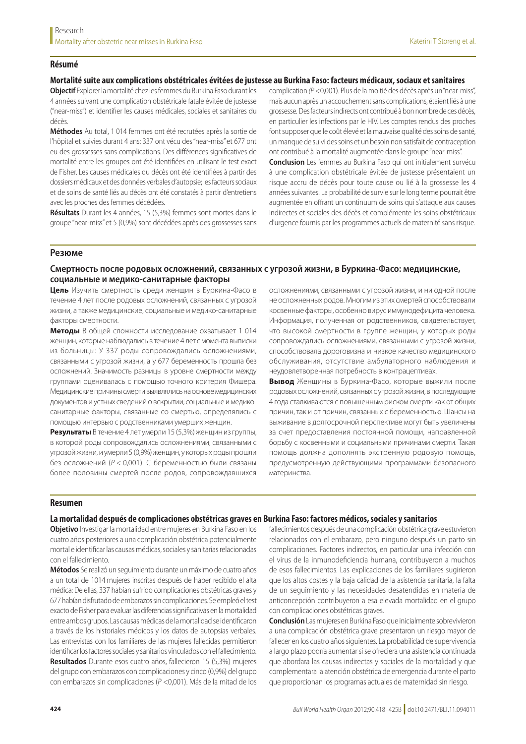## Résumé

### Mortalité suite aux complications obstétricales évitées de justesse au Burkina Faso: facteurs médicaux, sociaux et sanitaires

**Objectif** Explorer la mortalité chez les femmes du Burkina Faso durant les 4 années suivant une complication obstétricale fatale évitée de justesse ("near-miss") et identifier les causes médicales, sociales et sanitaires du décès.

**Méthodes** Au total, 1 014 femmes ont été recrutées après la sortie de l'hôpital et suivies durant 4 ans: 337 ont vécu des "near-miss" et 677 ont eu des grossesses sans complications. Des différences significatives de mortalité entre les groupes ont été identifiées en utilisant le test exact de Fisher. Les causes médicales du décès ont été identifiées à partir des dossiers médicaux et des données verbales d'autopsie; les facteurs sociaux et de soins de santé liés au décès ont été constatés à partir d'entretiens avec les proches des femmes décédées.

**Résultats** Durant les 4 années, 15 (5,3%) femmes sont mortes dans le groupe "near-miss" et 5 (0,9%) sont décédées après des grossesses sans complication ($P$ <0,001). Plus de la moitié des décès après un "near-miss", mais aucun après un accouchement sans complications, étaient liés à une grossesse. Des facteurs indirects ont contribué à bon nombre de ces décès, en particulier les infections par le HIV. Les comptes rendus des proches font supposer que le coût élevé et la mauvaise qualité des soins de santé, un manque de suivi des soins et un besoin non satisfait de contraception ont contribué à la mortalité augmentée dans le groupe "near-miss".

**Conclusion** Les femmes au Burkina Faso qui ont initialement survécu à une complication obstétricale évitée de justesse présentaient un risque accru de décès pour toute cause ou lié à la grossesse les 4 années suivantes. La probabilité de survie sur le long terme pourrait être augmentée en offrant un continuum de soins qui s'attaque aux causes indirectes et sociales des décès et complémente les soins obstétricaux d'urgence fournis par les programmes actuels de maternité sans risque.

## Резюме

### Смертность после родовых осложнений, связанных с угрозой жизни, в Буркина-Фасо: медицинские, социальные и медико-санитарные факторы

**Цель** Изучить смертность среди женщин в Буркина-Фасо в течение 4 лет после родовых осложнений, связанных с угрозой жизни, а также медицинские, социальные и медико-санитарные факторы смертности.

**Методы** В общей сложности исследование охватывает 1 014 женщин, которые наблюдались в течение 4 лет с момента выписки из больницы: У 337 роды сопровождались осложнениями, связанными с угрозой жизни, а у 677 беременность прошла без осложнений. Значимость разницы в уровне смертности между группами оценивалась с помощью точного критерия Фишера. Медицинские причины смерти выявлялись на основе медицинских документов и устных сведений о вскрытии; социальные и медико-санитарные факторы, связанные со смертью, определялись с помощью интервью с родственниками умерших женщин.

**Результаты** В течение 4 лет умерли 15 (5,3%) женщин из группы, в которой роды сопровождались осложнениями, связанными с угрозой жизни, и умерли 5 (0,9%) женщин, у которых роды прошли без осложнений ($P$ < 0,001). С беременностью были связаны более половины смертей после родов, сопровождавшихся осложнениями, связанными с угрозой жизни, и ни одной после не осложненных родов. Многим из этих смертей способствовали косвенные факторы, особенно вирус иммунодефицита человека. Информация, полученная от родственников, свидетельствует, что высокой смертности в группе женщин, у которых роды сопровождались осложнениями, связанными с угрозой жизни, способствовала дороговизна и низкое качество медицинского обслуживания, отсутствие амбулаторного наблюдения и неудовлетворенная потребность в контрацептивах.

**Вывод** Женщины в Буркина-Фасо, которые выжили после родовых осложнений, связанных с угрозой жизни, в последующие 4 года сталкиваются с повышенным риском смерти как от общих причин, так и от причин, связанных с беременностью. Шансы на выживание в долгосрочной перспективе могут быть увеличены за счет предоставления постоянной помощи, направленной борьбу с косвенными и социальными причинами смерти. Такая помощь должна дополнять экстренную родовую помощь, предусмотренную действующими программами безопасного материнства.

## Resumen

### La mortalidad después de complicaciones obstétricas graves en Burkina Faso: factores médicos, sociales y sanitarios

**Objetivo** Investigar la mortalidad entre mujeres en Burkina Faso en los cuatro años posteriores a una complicación obstétrica potencialmente mortal e identificar las causas médicas, sociales y sanitarias relacionadas con el fallecimiento.

**Métodos** Se realizó un seguimiento durante un máximo de cuatro años a un total de 1014 mujeres inscritas después de haber recibido el alta médica: De ellas, 337 habían sufrido complicaciones obstétricas graves y 677 habían disfrutado de embarazos sin complicaciones. Se empleó el test exacto de Fisher para evaluar las diferencias significativas en la mortalidad entre ambos grupos. Las causas médicas de la mortalidad se identificaron a través de los historiales médicos y los datos de autopsias verbales. Las entrevistas con los familiares de las mujeres fallecidas permitieron identificar los factores sociales y sanitarios vinculados con el fallecimiento.

**Resultados** Durante esos cuatro años, fallecieron 15 (5,3%) mujeres del grupo con embarazos con complicaciones y cinco (0,9%) del grupo con embarazos sin complicaciones ($P$ <0,001). Más de la mitad de los fallecimientos después de una complicación obstétrica grave estuvieron relacionados con el embarazo, pero ninguno después un parto sin complicaciones. Factores indirectos, en particular una infección con el virus de la inmunodeficiencia humana, contribuyeron a muchos de esos fallecimientos. Las explicaciones de los familiares sugirieron que los altos costes y la baja calidad de la asistencia sanitaria, la falta de un seguimiento y las necesidades desatendidas en materia de anticoncepción contribuyeron a esa elevada mortalidad en el grupo con complicaciones obstétricas graves.

**Conclusión** Las mujeres en Burkina Faso que inicialmente sobrevivieron a una complicación obstétrica grave presentaron un riesgo mayor de fallecer en los cuatro años siguientes. La probabilidad de supervivencia a largo plazo podría aumentar si se ofreciera una asistencia continuada que abordara las causas indirectas y sociales de la mortalidad y que complementara la atención obstétrica de emergencia durante el parto que proporcionan los programas actuales de maternidad sin riesgo.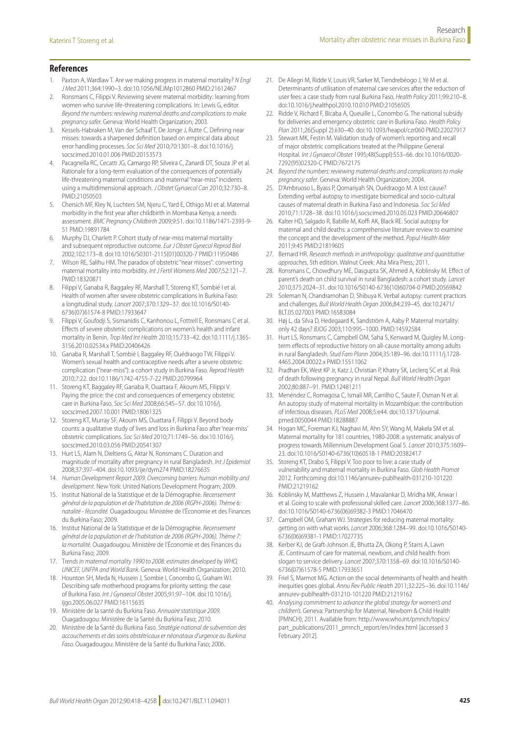## References

1. Paxton A, Wardlaw T. Are we making progress in maternal mortality? *N Engl J Med* 2011;364:1990–3. doi:10.1056/NEJMp1012860 PMID:21612467
2. Ronsmans C, Filippi V. Reviewing severe maternal morbidity: learning from women who survive life-threatening complications. In: Lewis G, editor. *Beyond the numbers: reviewing maternal deaths and complications to make pregnancy safer.* Geneva: World Health Organization; 2003.
3. Kessels-Habraken M, Van der Schaaf T, De Jonge J, Rutte C. Defining near misses: towards a sharpened definition based on empirical data about error handling processes. *Soc Sci Med* 2010;70:1301–8. doi:10.1016/j.socscimed.2010.01.006 PMID:20153573
4. Pacagnella RC, Cecatti JG, Camargo RP, Silveira C, Zanardi DT, Souza JP et al. Rationale for a long-term evaluation of the consequences of potentially life-threatening maternal conditions and maternal "near-miss" incidents using a multidimensional approach. *J Obstet Gynaecol Can* 2010;32:730–8. PMID:21050503
5. Chersich MF, Kley N, Luchters SM, Njeru C, Yard E, Othigo MJ et al. Maternal morbidity in the first year after childbirth in Mombasa Kenya; a needs assessment. *BMC Pregnancy Childbirth* 2009;9:51. doi:10.1186/1471-2393-9-51 PMID:19891784
6. Murphy DJ, Charlett P. Cohort study of near-miss maternal mortality and subsequent reproductive outcome. *Eur J Obstet Gynecol Reprod Biol* 2002;102:173–8. doi:10.1016/S0301-2115(01)00320-7 PMID:11950486
7. Wilson RE, Salihu HM. The paradox of obstetric "near misses": converting maternal mortality into morbidity. *Int J Fertil Womens Med* 2007;52:121–7. PMID:18320871
8. Filippi V, Ganaba R, Baggaley RF, Marshall T, Storeng KT, Sombié I et al. Health of women after severe obstetric complications in Burkina Faso: a longitudinal study. *Lancet* 2007;370:1329–37. doi:10.1016/S0140-6736(07)61574-8 PMID:17933647
9. Filippi V, Goufodji S, Sismanidis C, Kanhonou L, Fottrell E, Ronsmans C et al. Effects of severe obstetric complications on women's health and infant mortality in Benin. *Trop Med Int Health* 2010;15:733–42. doi:10.1111/j.1365-3156.2010.02534.x PMID:20406426
10. Ganaba R, Marshall T, Sombié I, Baggaley RF, Ouédraogo TW, Filippi V. Women's sexual health and contraceptive needs after a severe obstetric complication ("near-miss"): a cohort study in Burkina Faso. *Reprod Health* 2010;7:22. doi:10.1186/1742-4755-7-22 PMID:20799964
11. Storeng KT, Baggaley RF, Ganaba R, Ouattara F, Akoum MS, Filippi V. Paying the price: the cost and consequences of emergency obstetric care in Burkina Faso. *Soc Sci Med* 2008;66:545–57. doi:10.1016/j.socscimed.2007.10.001 PMID:18061325
12. Storeng KT, Murray SF, Akoum MS, Ouattara F, Filippi V. Beyond body counts: a qualitative study of lives and loss in Burkina Faso after 'near-miss' obstetric complications. *Soc Sci Med* 2010;71:1749–56. doi:10.1016/j.socscimed.2010.03.056 PMID:20541307
13. Hurt LS, Alam N, Dieltiens G, Aktar N, Ronsmans C. Duration and magnitude of mortality after pregnancy in rural Bangladesh. *Int J Epidemiol* 2008;37:397–404. doi:10.1093/ije/dym274 PMID:18276635
14. *Human Development Report 2009. Overcoming barriers: human mobility and development.* New York: United Nations Development Program; 2009.
15. Institut National de la Statistique et de la Démographie. *Recensement général de la population et de l'habitation de 2006 (RGPH-2006). Thème 6: natalité - fécondité.* Ouagadougou: Ministère de l'Économie et des Finances du Burkina Faso; 2009.
16. Institut National de la Statistique et de la Démographie. *Recensement général de la population et de l'habitation de 2006 (RGPH-2006). Thème 7: la mortalité.* Ouagadougou: Ministère de l'Économie et des Finances du Burkina Faso; 2009.
17. *Trends in maternal mortality 1990 to 2008: estimates developed by WHO, UNICEF, UNFPA and World Bank*. Geneva: World Health Organization; 2010.
18. Hounton SH, Meda N, Hussein J, Sombie I, Conombo G, Graham WJ. Describing safe motherhood programs for priority setting: the case of Burkina Faso. *Int J Gynaecol Obstet* 2005;91:97–104. doi:10.1016/j.ijgo.2005.06.027 PMID:16115635
19. Ministère de la santé du Burkina Faso. *Annuaire statistique 2009.* Ouagadougou: Ministère de la Santé du Burkina Faso; 2010.
20. Ministère de la Santé du Burkina Faso. *Stratégie national de subvention des accouchements et des soins obstétricaux er néonataux d'urgence au Burkina Faso.* Ouagadougou: Ministère de la Santé du Burkina Faso; 2006.
21. De Allegri M, Ridde V, Louis VR, Sarker M, Tiendrebéogo J, Yé M et al. Determinants of utilisation of maternal care services after the reduction of user fees: a case study from rural Burkina Faso. *Health Policy* 2011;99:210–8. doi:10.1016/j.healthpol.2010.10.010 PMID:21056505
22. Ridde V, Richard F, Bicaba A, Queuille L, Conombo G. The national subsidy for deliveries and emergency obstetric care in Burkina Faso. *Health Policy Plan* 2011;26(Suppl 2):ii30–40. doi:10.1093/heapol/czr060 PMID:22027917
23. Stewart MK, Festin M. Validation study of women's reporting and recall of major obstetric complications treated at the Philippine General Hospital. *Int J Gynaecol Obstet* 1995;48(Suppl):S53–66. doi:10.1016/0020-7292(95)02320-C PMID:7672175
24. *Beyond the numbers: reviewing maternal deaths and complications to make pregnancy safer*. Geneva: World Health Organization; 2004.
25. D'Ambruoso L, Byass P, Qomariyah SN, Ouédraogo M. A lost cause? Extending verbal autopsy to investigate biomedical and socio-cultural causes of maternal death in Burkina Faso and Indonesia. *Soc Sci Med* 2010;71:1728–38. doi:10.1016/j.socscimed.2010.05.023 PMID:20646807
26. Kalter HD, Salgado R, Babille M, Koffi AK, Black RE. Social autopsy for maternal and child deaths: a comprehensive literature review to examine the concept and the development of the method. *Popul Health Metr* 2011;9:45 PMID:21819605
27. Bernard HR. *Research methods in anthropology: qualitative and quantitative approaches*, 5th edition. Walnut Creek: Alta Mira Press; 2011.
28. Ronsmans C, Chowdhury ME, Dasgupta SK, Ahmed A, Koblinsky M. Effect of parent's death on child survival in rural Bangladesh: a cohort study. *Lancet* 2010;375:2024–31. doi:10.1016/S0140-6736(10)60704-0 PMID:20569842
29. Soleman N, Chandramohan D, Shibuya K. Verbal autopsy: current practices and challenges. *Bull World Health Organ* 2006;84:239–45. doi:10.2471/BLT.05.027003 PMID:16583084
30. Høj L, da Silva D, Hedegaard K, Sandström A, Aaby P. Maternal mortality: only 42 days? *BJOG* 2003;110:995–1000. PMID:14592584
31. Hurt LS, Ronsmans C, Campbell OM, Saha S, Kenward M, Quigley M. Long-term effects of reproductive history on all-cause mortality among adults in rural Bangladesh. *Stud Fam Plann* 2004;35:189–96. doi:10.1111/j.1728-4465.2004.00022.x PMID:15511062
32. Pradhan EK, West KP Jr, Katz J, Christian P, Khatry SK, Leclerq SC et al. Risk of death following pregnancy in rural Nepal. *Bull World Health Organ* 2002;80:887–91. PMID:12481211
33. Menéndez C, Romagosa C, Ismail MR, Carrilho C, Saute F, Osman N et al. An autopsy study of maternal mortality in Mozambique: the contribution of infectious diseases. *PLoS Med* 2008;5:e44. doi:10.1371/journal.pmed.0050044 PMID:18288887
34. Hogan MC, Foreman KJ, Naghavi M, Ahn SY, Wang M, Makela SM et al. Maternal mortality for 181 countries, 1980-2008: a systematic analysis of progress towards Millennium Development Goal 5. *Lancet* 2010;375:1609–23. doi:10.1016/S0140-6736(10)60518-1 PMID:20382417
35. Storeng KT, Drabo S, Filippi V. Too poor to live: a case study of vulnerability and maternal mortality in Burkina Faso. *Glob Health Promot* 2012. Forthcoming doi:10.1146/annurev-publhealth-031210-101220 PMID:21219162
36. Koblinsky M, Matthews Z, Hussein J, Mavalankar D, Mridha MK, Anwar I et al. Going to scale with professional skilled care. *Lancet* 2006;368:1377–86. doi:10.1016/S0140-6736(06)69382-3 PMID:17046470
37. Campbell OM, Graham WJ. Strategies for reducing maternal mortality: getting on with what works. *Lancet* 2006;368:1284–99. doi:10.1016/S0140-6736(06)69381-1 PMID:17027735
38. Kerber KJ, de Graft-Johnson JE, Bhutta ZA, Okong P, Starrs A, Lawn JE. Continuum of care for maternal, newborn, and child health: from slogan to service delivery. *Lancet* 2007;370:1358–69. doi:10.1016/S0140-6736(07)61578-5 PMID:17933651
39. Friel S, Marmot MG. Action on the social determinants of health and health inequities goes global. *Annu Rev Public Health* 2011;32:225–36. doi:10.1146/annurev-publhealth-031210-101220 PMID:21219162
40. *Analysing commitment to advance the global strategy for women's and children's.* Geneva: Partnership for Maternal, Newborn & Child Health (PMNCH); 2011. Available from: http://www.who.int/pmnch/topics/part_publications/2011_pmnch_report/en/index.html [accessed 3 February 2012].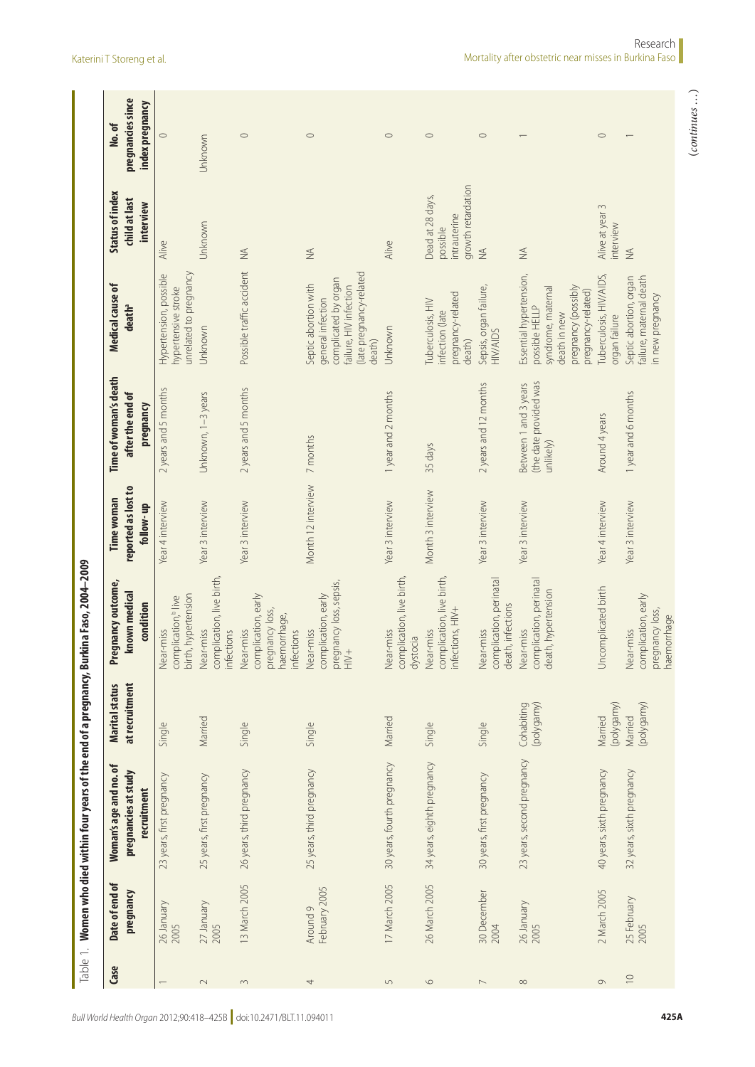Table 1. **Women who died within four years of the end of a pregnancy, Burkina Faso, 2004–2009**

| Case | Date of end of pregnancy | Woman's age and no. of pregnancies at study recruitment | Marital status at recruitment | Pregnancy outcome, known medical condition | Time woman reported as lost to follow-up | Time of woman's death after the end of pregnancy | Medical cause of death[a] | Status of index child at last interview | No. of pregnancies since index pregnancy |
|---|---|---|---|---|---|---|---|---|---|
| 1 | 26 January 2005 | 23 years, first pregnancy | Single | Near-miss complication,[b] live birth, hypertension | Year 4 interview | 2 years and 5 months | Hypertension, possible hypertensive stroke unrelated to pregnancy | Alive | 0 |
| 2 | 27 January 2005 | 25 years, first pregnancy | Married | Near-miss complication, live birth, infections | Year 3 interview | Unknown, 1–3 years | Unknown | Unknown | Unknown |
| 3 | 13 March 2005 | 26 years, third pregnancy | Single | Near-miss complication, early pregnancy loss, haemorrhage, infections | Year 3 interview | 2 years and 5 months | Possible traffic accident | NA | 0 |
| 4 | Around 9 February 2005 | 25 years, third pregnancy | Single | Near-miss complication, early pregnancy loss, sepsis, HIV+ | Month 12 interview | 7 months | Septic abortion with general infection complicated by organ failure, HIV infection (late pregnancy-related death) | NA | 0 |
| 5 | 17 March 2005 | 30 years, fourth pregnancy | Married | Near-miss complication, live birth, dystocia | Year 3 interview | 1 year and 2 months | Unknown | Alive | 0 |
| 6 | 26 March 2005 | 34 years, eighth pregnancy | Single | Near-miss complication, live birth, infections, HIV+ | Month 3 interview | 35 days | Tuberculosis, HIV infection (late pregnancy-related death) | Dead at 28 days, possible intrauterine growth retardation | 0 |
| 7 | 30 December 2004 | 30 years, first pregnancy | Single | Near-miss complication, perinatal death, infections | Year 3 interview | 2 years and 12 months | Sepsis, organ failure, HIV/AIDS | NA | 0 |
| 8 | 26 January 2005 | 23 years, second pregnancy | Cohabiting (polygamy) | Near-miss complication, perinatal death, hypertension | Year 3 interview | Between 1 and 3 years (the date provided was unlikely) | Essential hypertension, possible HELLP syndrome, maternal death in new pregnancy (possibly pregnancy-related) | NA | 1 |
| 9 | 2 March 2005 | 40 years, sixth pregnancy | Married (polygamy) | Uncomplicated birth | Year 4 interview | Around 4 years | Tuberculosis, HIV/AIDS, organ failure | Alive at year 3 interview | 0 |
| 10 | 25 February 2005 | 32 years, sixth pregnancy | Married (polygamy) | Near-miss complication, early pregnancy loss, haemorrhage | Year 3 interview | 1 year and 6 months | Septic abortion, organ failure, maternal death in new pregnancy | NA | 1 |

(*continues*...)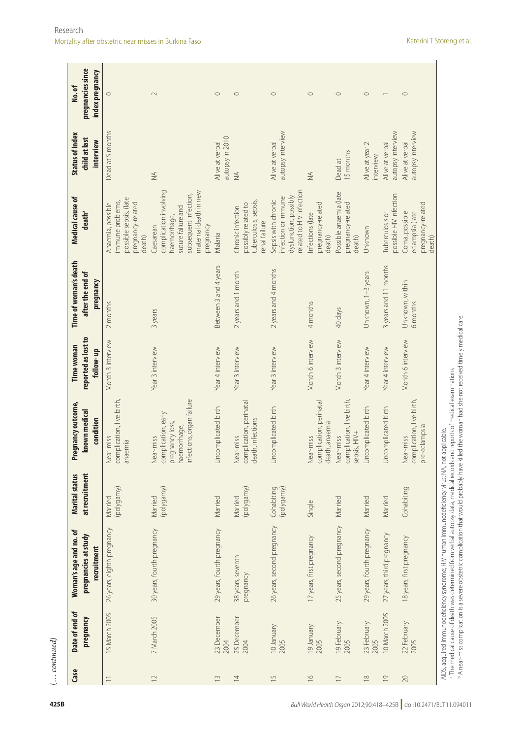(... continued)

| Case | Date of end of pregnancy | Woman's age and no. of pregnancies at study recruitment | Marital status at recruitment | Pregnancy outcome, known medical condition | Time woman reported as lost to follow-up | Time of woman's death after the end of pregnancy | Medical cause of death[a] | Status of index child at last interview | No. of pregnancies since index pregnancy |
|---|---|---|---|---|---|---|---|---|---|
| 11 | 15 March 2005 | 26 years, eighth pregnancy | Married (polygamy) | Near-miss complication, live birth, anaemia | Month 3 interview | 2 months | Anaemia, possible immune problems, possible sepsis, (late pregnancy-related death) | Dead at 5 months | 0 |
| 12 | 7 March 2005 | 30 years, fourth pregnancy | Married (polygamy) | Near-miss complication, early pregnancy loss, haemorrhage, infections, organ failure | Year 3 interview | 3 years | Caesarean complication involving haemorrhage, suture failure and subsequent infection, maternal death in new pregnancy | NA | 2 |
| 13 | 23 December 2004 | 29 years, fourth pregnancy | Married | Uncomplicated birth | Year 4 interview | Between 3 and 4 years | Malaria | Alive at verbal autopsy in 2010 | 0 |
| 14 | 25 December 2004 | 38 years, seventh pregnancy | Married (polygamy) | Near-miss complication, perinatal death, infections | Year 3 interview | 2 years and 1 month | Chronic infection possibly related to tuberculosis, sepsis, renal failure | NA | 0 |
| 15 | 10 January 2005 | 26 years, second pregnancy | Cohabiting (polygamy) | Uncomplicated birth | Year 3 interview | 2 years and 4 months | Sepsis with chronic infection or immune dysfunction, possibly related to HIV infection | Alive at verbal autopsy interview | 0 |
| 16 | 19 January 2005 | 17 years, first pregnancy | Single | Near-miss complication, perinatal death, anaemia | Month 6 interview | 4 months | Infections (late pregnancy-related death) | NA | 0 |
| 17 | 19 February 2005 | 25 years, second pregnancy | Married | Near-miss complication, live birth, sepsis, HIV+ | Month 3 interview | 40 days | Possible anaemia (late pregnancy-related death) | Dead at 15 months | 0 |
| 18 | 23 February 2005 | 29 years, fourth pregnancy | Married | Uncomplicated birth | Year 4 interview | Unknown, 1–3 years | Unknown | Alive at year 2 interview | 0 |
| 19 | 10 March 2005 | 27 years, third pregnancy | Married | Uncomplicated birth | Year 4 interview | 3 years and 11 months | Tuberculosis or possible HIV infection | Alive at verbal autopsy interview | 1 |
| 20 | 22 February 2005 | 18 years, first pregnancy | Cohabiting | Near-miss complication, live birth, pre-eclampsia | Month 6 interview | Unknown, within 6 months | Coma, possible eclampsia (late pregnancy-related death) | Alive at verbal autopsy interview | 0 |

AIDS, acquired immunodeficiency syndrome; HIV human immunodeficiency virus; NA, not applicable.

[a] The medical cause of death was determined from verbal autopsy data, medical records and reports of medical examinations.

[b] A near-miss complication is a severe obstetric complication that would probably have killed the woman had she not received timely medical care.